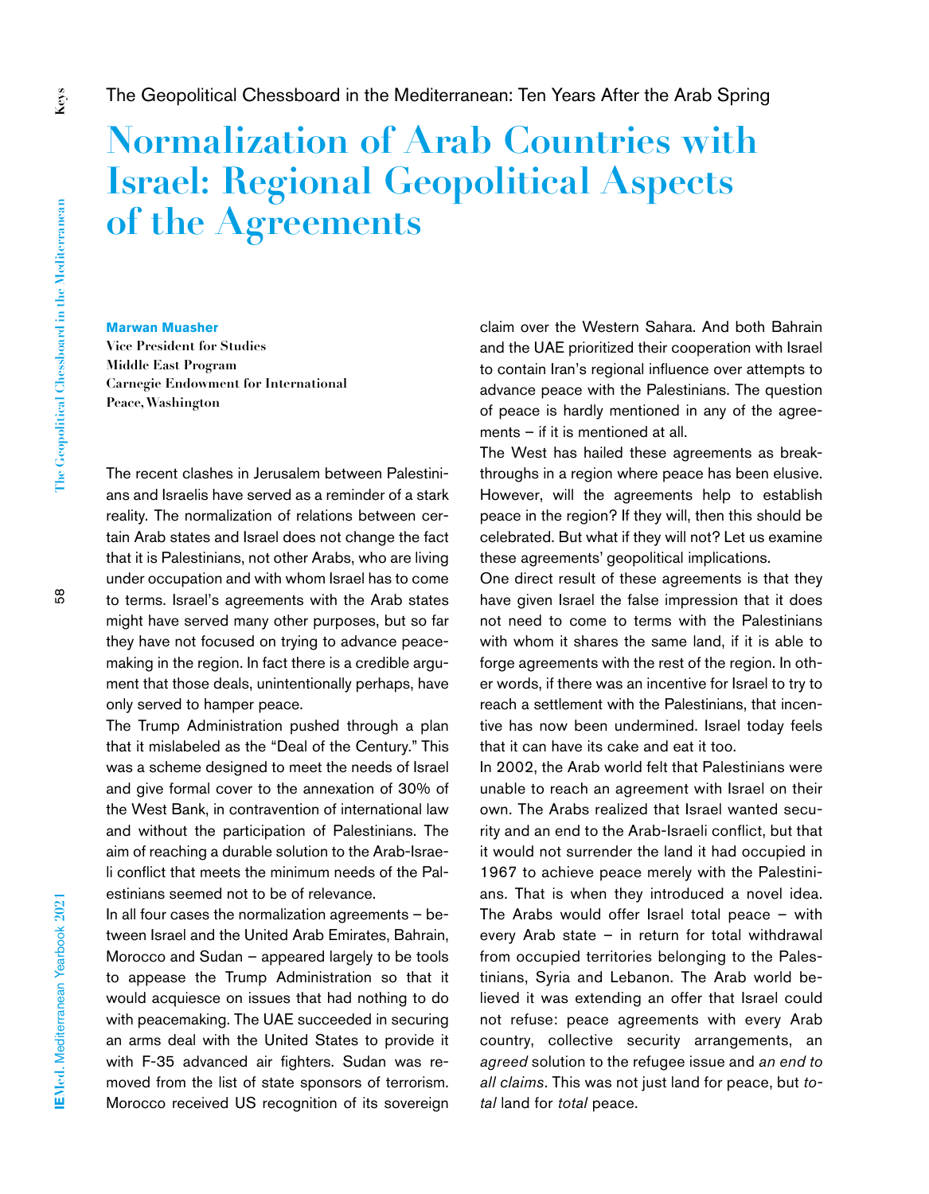The Geopolitical Chessboard in the Mediterranean: Ten Years After the Arab Spring

# Normalization of Arab Countries with Israel: Regional Geopolitical Aspects of the Agreements

**Marwan Muasher**
**Vice President for Studies**
**Middle East Program**
**Carnegie Endowment for International Peace, Washington**

The recent clashes in Jerusalem between Palestinians and Israelis have served as a reminder of a stark reality. The normalization of relations between certain Arab states and Israel does not change the fact that it is Palestinians, not other Arabs, who are living under occupation and with whom Israel has to come to terms. Israel's agreements with the Arab states might have served many other purposes, but so far they have not focused on trying to advance peacemaking in the region. In fact there is a credible argument that those deals, unintentionally perhaps, have only served to hamper peace.

The Trump Administration pushed through a plan that it mislabeled as the "Deal of the Century." This was a scheme designed to meet the needs of Israel and give formal cover to the annexation of 30% of the West Bank, in contravention of international law and without the participation of Palestinians. The aim of reaching a durable solution to the Arab-Israeli conflict that meets the minimum needs of the Palestinians seemed not to be of relevance.

In all four cases the normalization agreements – between Israel and the United Arab Emirates, Bahrain, Morocco and Sudan – appeared largely to be tools to appease the Trump Administration so that it would acquiesce on issues that had nothing to do with peacemaking. The UAE succeeded in securing an arms deal with the United States to provide it with F-35 advanced air fighters. Sudan was removed from the list of state sponsors of terrorism. Morocco received US recognition of its sovereign claim over the Western Sahara. And both Bahrain and the UAE prioritized their cooperation with Israel to contain Iran's regional influence over attempts to advance peace with the Palestinians. The question of peace is hardly mentioned in any of the agreements – if it is mentioned at all.

The West has hailed these agreements as breakthroughs in a region where peace has been elusive. However, will the agreements help to establish peace in the region? If they will, then this should be celebrated. But what if they will not? Let us examine these agreements' geopolitical implications.

One direct result of these agreements is that they have given Israel the false impression that it does not need to come to terms with the Palestinians with whom it shares the same land, if it is able to forge agreements with the rest of the region. In other words, if there was an incentive for Israel to try to reach a settlement with the Palestinians, that incentive has now been undermined. Israel today feels that it can have its cake and eat it too.

In 2002, the Arab world felt that Palestinians were unable to reach an agreement with Israel on their own. The Arabs realized that Israel wanted security and an end to the Arab-Israeli conflict, but that it would not surrender the land it had occupied in 1967 to achieve peace merely with the Palestinians. That is when they introduced a novel idea. The Arabs would offer Israel total peace – with every Arab state – in return for total withdrawal from occupied territories belonging to the Palestinians, Syria and Lebanon. The Arab world believed it was extending an offer that Israel could not refuse: peace agreements with every Arab country, collective security arrangements, an *agreed* solution to the refugee issue and *an end to all claims*. This was not just land for peace, but *total* land for *total* peace.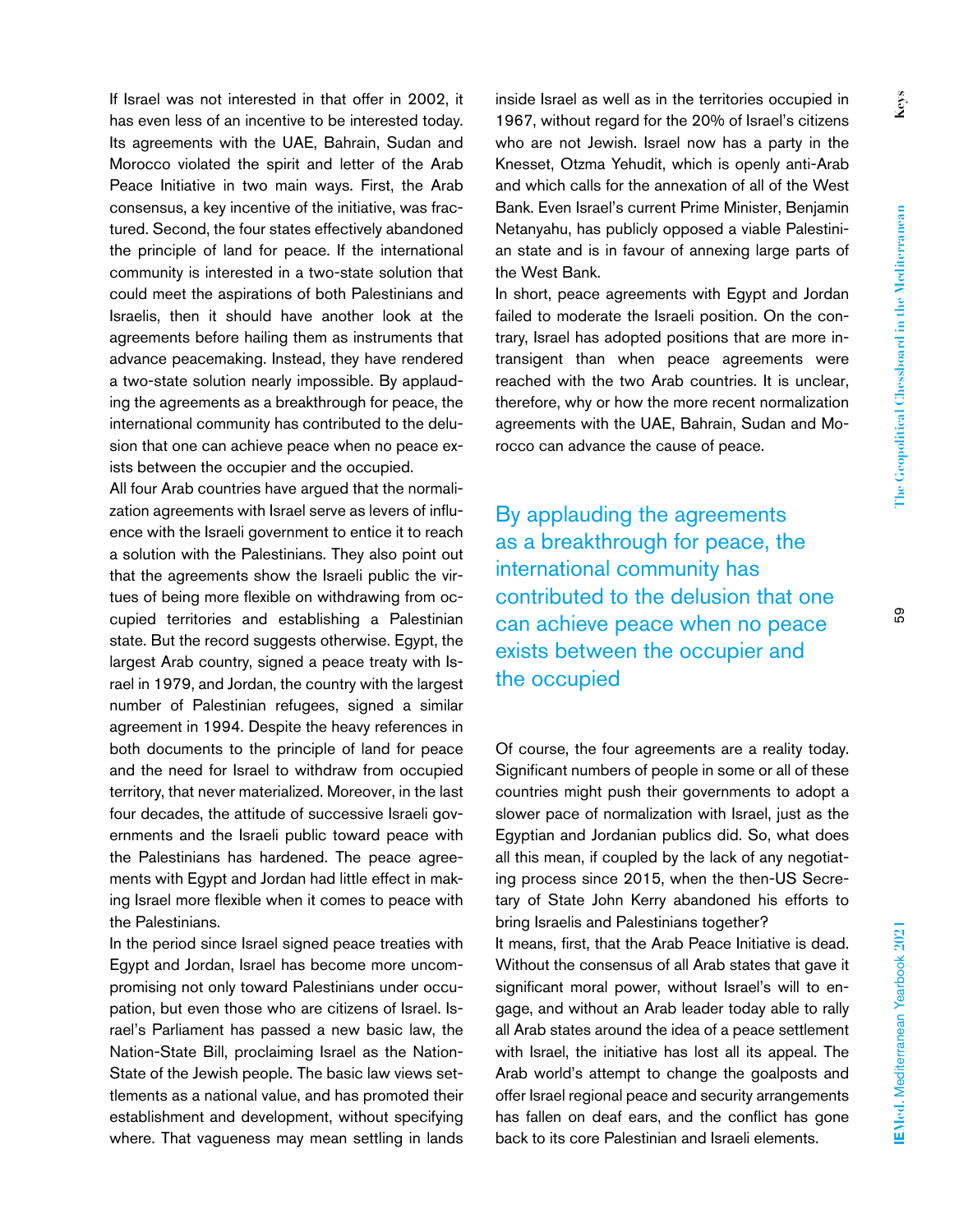If Israel was not interested in that offer in 2002, it has even less of an incentive to be interested today. Its agreements with the UAE, Bahrain, Sudan and Morocco violated the spirit and letter of the Arab Peace Initiative in two main ways. First, the Arab consensus, a key incentive of the initiative, was fractured. Second, the four states effectively abandoned the principle of land for peace. If the international community is interested in a two-state solution that could meet the aspirations of both Palestinians and Israelis, then it should have another look at the agreements before hailing them as instruments that advance peacemaking. Instead, they have rendered a two-state solution nearly impossible. By applauding the agreements as a breakthrough for peace, the international community has contributed to the delusion that one can achieve peace when no peace exists between the occupier and the occupied.

All four Arab countries have argued that the normalization agreements with Israel serve as levers of influence with the Israeli government to entice it to reach a solution with the Palestinians. They also point out that the agreements show the Israeli public the virtues of being more flexible on withdrawing from occupied territories and establishing a Palestinian state. But the record suggests otherwise. Egypt, the largest Arab country, signed a peace treaty with Israel in 1979, and Jordan, the country with the largest number of Palestinian refugees, signed a similar agreement in 1994. Despite the heavy references in both documents to the principle of land for peace and the need for Israel to withdraw from occupied territory, that never materialized. Moreover, in the last four decades, the attitude of successive Israeli governments and the Israeli public toward peace with the Palestinians has hardened. The peace agreements with Egypt and Jordan had little effect in making Israel more flexible when it comes to peace with the Palestinians.

In the period since Israel signed peace treaties with Egypt and Jordan, Israel has become more uncompromising not only toward Palestinians under occupation, but even those who are citizens of Israel. Israel's Parliament has passed a new basic law, the Nation-State Bill, proclaiming Israel as the Nation-State of the Jewish people. The basic law views settlements as a national value, and has promoted their establishment and development, without specifying where. That vagueness may mean settling in lands inside Israel as well as in the territories occupied in 1967, without regard for the 20% of Israel's citizens who are not Jewish. Israel now has a party in the Knesset, Otzma Yehudit, which is openly anti-Arab and which calls for the annexation of all of the West Bank. Even Israel's current Prime Minister, Benjamin Netanyahu, has publicly opposed a viable Palestinian state and is in favour of annexing large parts of the West Bank.

In short, peace agreements with Egypt and Jordan failed to moderate the Israeli position. On the contrary, Israel has adopted positions that are more intransigent than when peace agreements were reached with the two Arab countries. It is unclear, therefore, why or how the more recent normalization agreements with the UAE, Bahrain, Sudan and Morocco can advance the cause of peace.

> By applauding the agreements as a breakthrough for peace, the international community has contributed to the delusion that one can achieve peace when no peace exists between the occupier and the occupied

Of course, the four agreements are a reality today. Significant numbers of people in some or all of these countries might push their governments to adopt a slower pace of normalization with Israel, just as the Egyptian and Jordanian publics did. So, what does all this mean, if coupled by the lack of any negotiating process since 2015, when the then-US Secretary of State John Kerry abandoned his efforts to bring Israelis and Palestinians together?

It means, first, that the Arab Peace Initiative is dead. Without the consensus of all Arab states that gave it significant moral power, without Israel's will to engage, and without an Arab leader today able to rally all Arab states around the idea of a peace settlement with Israel, the initiative has lost all its appeal. The Arab world's attempt to change the goalposts and offer Israel regional peace and security arrangements has fallen on deaf ears, and the conflict has gone back to its core Palestinian and Israeli elements.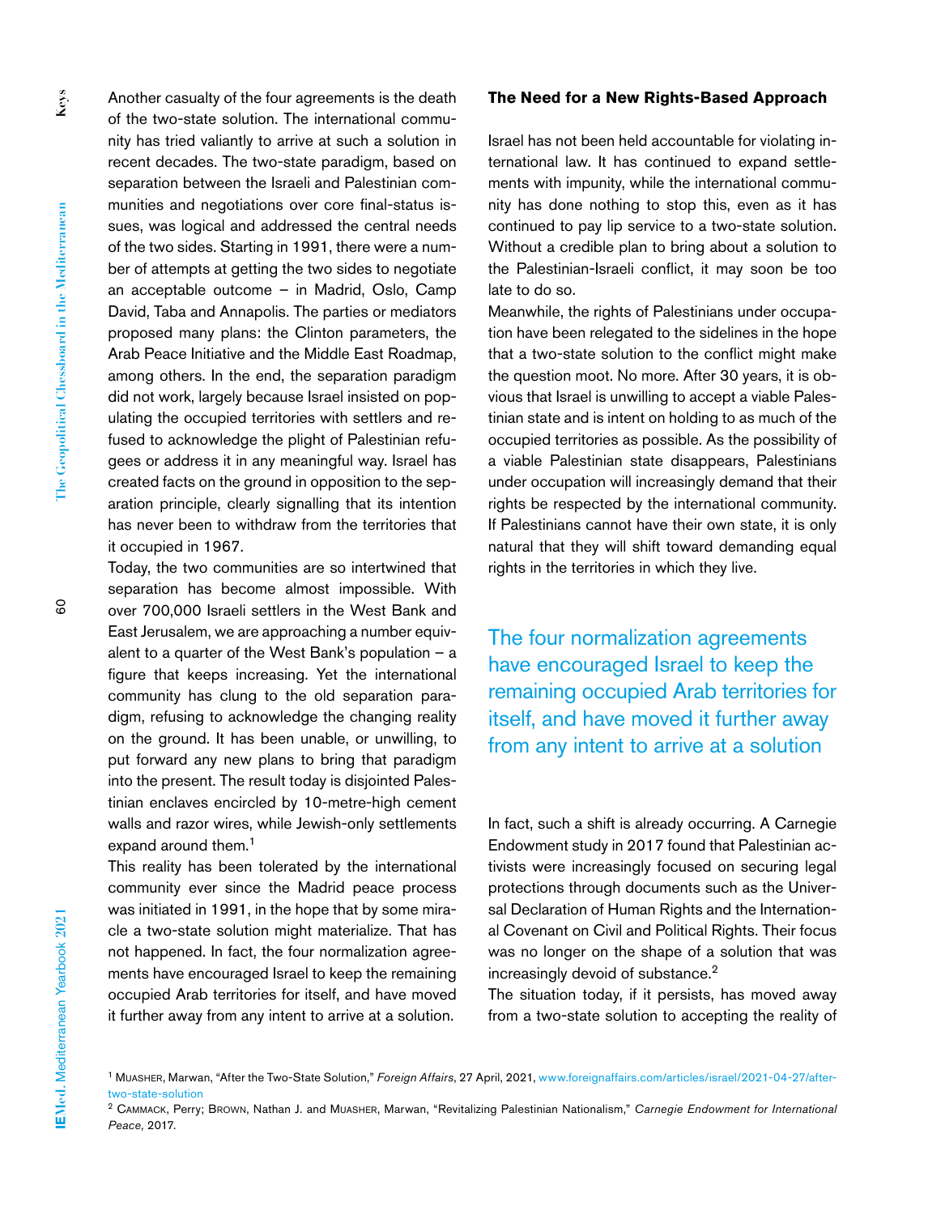Another casualty of the four agreements is the death of the two-state solution. The international community has tried valiantly to arrive at such a solution in recent decades. The two-state paradigm, based on separation between the Israeli and Palestinian communities and negotiations over core final-status issues, was logical and addressed the central needs of the two sides. Starting in 1991, there were a number of attempts at getting the two sides to negotiate an acceptable outcome – in Madrid, Oslo, Camp David, Taba and Annapolis. The parties or mediators proposed many plans: the Clinton parameters, the Arab Peace Initiative and the Middle East Roadmap, among others. In the end, the separation paradigm did not work, largely because Israel insisted on populating the occupied territories with settlers and refused to acknowledge the plight of Palestinian refugees or address it in any meaningful way. Israel has created facts on the ground in opposition to the separation principle, clearly signalling that its intention has never been to withdraw from the territories that it occupied in 1967.

Today, the two communities are so intertwined that separation has become almost impossible. With over 700,000 Israeli settlers in the West Bank and East Jerusalem, we are approaching a number equivalent to a quarter of the West Bank's population – a figure that keeps increasing. Yet the international community has clung to the old separation paradigm, refusing to acknowledge the changing reality on the ground. It has been unable, or unwilling, to put forward any new plans to bring that paradigm into the present. The result today is disjointed Palestinian enclaves encircled by 10-metre-high cement walls and razor wires, while Jewish-only settlements expand around them.[1]

This reality has been tolerated by the international community ever since the Madrid peace process was initiated in 1991, in the hope that by some miracle a two-state solution might materialize. That has not happened. In fact, the four normalization agreements have encouraged Israel to keep the remaining occupied Arab territories for itself, and have moved it further away from any intent to arrive at a solution.

## The Need for a New Rights-Based Approach

Israel has not been held accountable for violating international law. It has continued to expand settlements with impunity, while the international community has done nothing to stop this, even as it has continued to pay lip service to a two-state solution. Without a credible plan to bring about a solution to the Palestinian-Israeli conflict, it may soon be too late to do so.

Meanwhile, the rights of Palestinians under occupation have been relegated to the sidelines in the hope that a two-state solution to the conflict might make the question moot. No more. After 30 years, it is obvious that Israel is unwilling to accept a viable Palestinian state and is intent on holding to as much of the occupied territories as possible. As the possibility of a viable Palestinian state disappears, Palestinians under occupation will increasingly demand that their rights be respected by the international community. If Palestinians cannot have their own state, it is only natural that they will shift toward demanding equal rights in the territories in which they live.

> The four normalization agreements have encouraged Israel to keep the remaining occupied Arab territories for itself, and have moved it further away from any intent to arrive at a solution

In fact, such a shift is already occurring. A Carnegie Endowment study in 2017 found that Palestinian activists were increasingly focused on securing legal protections through documents such as the Universal Declaration of Human Rights and the International Covenant on Civil and Political Rights. Their focus was no longer on the shape of a solution that was increasingly devoid of substance.[2]

The situation today, if it persists, has moved away from a two-state solution to accepting the reality of

---

[1] Muasher, Marwan, "After the Two-State Solution," *Foreign Affairs*, 27 April, 2021, www.foreignaffairs.com/articles/israel/2021-04-27/after-two-state-solution

[2] Cammack, Perry; Brown, Nathan J. and Muasher, Marwan, "Revitalizing Palestinian Nationalism," *Carnegie Endowment for International Peace,* 2017.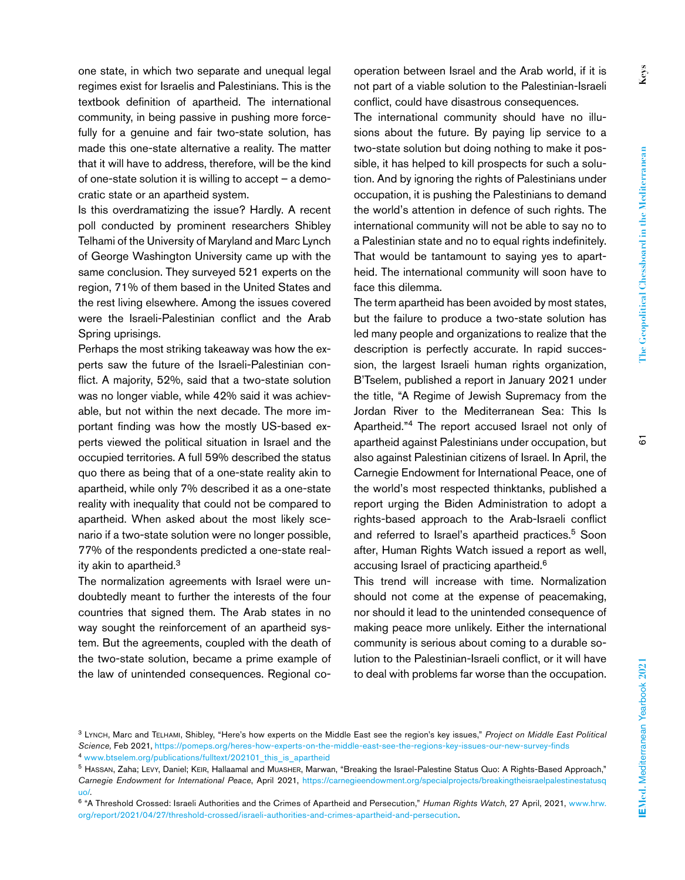one state, in which two separate and unequal legal regimes exist for Israelis and Palestinians. This is the textbook definition of apartheid. The international community, in being passive in pushing more forcefully for a genuine and fair two-state solution, has made this one-state alternative a reality. The matter that it will have to address, therefore, will be the kind of one-state solution it is willing to accept – a democratic state or an apartheid system.

Is this overdramatizing the issue? Hardly. A recent poll conducted by prominent researchers Shibley Telhami of the University of Maryland and Marc Lynch of George Washington University came up with the same conclusion. They surveyed 521 experts on the region, 71% of them based in the United States and the rest living elsewhere. Among the issues covered were the Israeli-Palestinian conflict and the Arab Spring uprisings.

Perhaps the most striking takeaway was how the experts saw the future of the Israeli-Palestinian conflict. A majority, 52%, said that a two-state solution was no longer viable, while 42% said it was achievable, but not within the next decade. The more important finding was how the mostly US-based experts viewed the political situation in Israel and the occupied territories. A full 59% described the status quo there as being that of a one-state reality akin to apartheid, while only 7% described it as a one-state reality with inequality that could not be compared to apartheid. When asked about the most likely scenario if a two-state solution were no longer possible, 77% of the respondents predicted a one-state reality akin to apartheid.[3]

The normalization agreements with Israel were undoubtedly meant to further the interests of the four countries that signed them. The Arab states in no way sought the reinforcement of an apartheid system. But the agreements, coupled with the death of the two-state solution, became a prime example of the law of unintended consequences. Regional cooperation between Israel and the Arab world, if it is not part of a viable solution to the Palestinian-Israeli conflict, could have disastrous consequences.

The international community should have no illusions about the future. By paying lip service to a two-state solution but doing nothing to make it possible, it has helped to kill prospects for such a solution. And by ignoring the rights of Palestinians under occupation, it is pushing the Palestinians to demand the world's attention in defence of such rights. The international community will not be able to say no to a Palestinian state and no to equal rights indefinitely. That would be tantamount to saying yes to apartheid. The international community will soon have to face this dilemma.

The term apartheid has been avoided by most states, but the failure to produce a two-state solution has led many people and organizations to realize that the description is perfectly accurate. In rapid succession, the largest Israeli human rights organization, B'Tselem, published a report in January 2021 under the title, "A Regime of Jewish Supremacy from the Jordan River to the Mediterranean Sea: This Is Apartheid."[4] The report accused Israel not only of apartheid against Palestinians under occupation, but also against Palestinian citizens of Israel. In April, the Carnegie Endowment for International Peace, one of the world's most respected thinktanks, published a report urging the Biden Administration to adopt a rights-based approach to the Arab-Israeli conflict and referred to Israel's apartheid practices.[5] Soon after, Human Rights Watch issued a report as well, accusing Israel of practicing apartheid.[6]

This trend will increase with time. Normalization should not come at the expense of peacemaking, nor should it lead to the unintended consequence of making peace more unlikely. Either the international community is serious about coming to a durable solution to the Palestinian-Israeli conflict, or it will have to deal with problems far worse than the occupation.

[3] Lynch, Marc and Telhami, Shibley, "Here's how experts on the Middle East see the region's key issues," *Project on Middle East Political Science,* Feb 2021, https://pomeps.org/heres-how-experts-on-the-middle-east-see-the-regions-key-issues-our-new-survey-finds

[4] www.btselem.org/publications/fulltext/202101_this_is_apartheid

[5] Hassan, Zaha; Levy, Daniel; Keir, Hallaamal and Muasher, Marwan, "Breaking the Israel-Palestine Status Quo: A Rights-Based Approach," *Carnegie Endowment for International Peace*, April 2021, https://carnegieendowment.org/specialprojects/breakingtheisraelpalestinestatusquo/.

[6] "A Threshold Crossed: Israeli Authorities and the Crimes of Apartheid and Persecution," *Human Rights Watch*, 27 April, 2021, www.hrw.org/report/2021/04/27/threshold-crossed/israeli-authorities-and-crimes-apartheid-and-persecution.